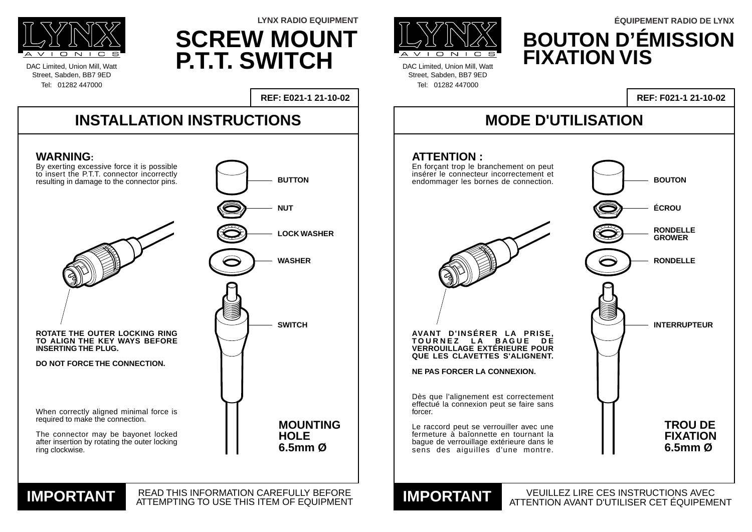LYNX AVIONICS

DAC Limited, Union Mill, Watt Street, Sabden, BB7 9ED
Tel: 01282 447000

**LYNX RADIO EQUIPMENT**

# SCREW MOUNT P.T.T. SWITCH

**REF: E021-1 21-10-02**

## INSTALLATION INSTRUCTIONS

### WARNING:

By exerting excessive force it is possible to insert the P.T.T. connector incorrectly resulting in damage to the connector pins.

**BUTTON**

**NUT**

**LOCK WASHER**

**WASHER**

**SWITCH**

**ROTATE THE OUTER LOCKING RING TO ALIGN THE KEY WAYS BEFORE INSERTING THE PLUG.**

**DO NOT FORCE THE CONNECTION.**

When correctly aligned minimal force is required to make the connection.

The connector may be bayonet locked after insertion by rotating the outer locking ring clockwise.

**MOUNTING HOLE 6.5mm Ø**

**IMPORTANT** READ THIS INFORMATION CAREFULLY BEFORE ATTEMPTING TO USE THIS ITEM OF EQUIPMENT

---

LYNX AVIONICS

DAC Limited, Union Mill, Watt Street, Sabden, BB7 9ED
Tel: 01282 447000

**ÉQUIPEMENT RADIO DE LYNX**

# BOUTON D'ÉMISSION FIXATION VIS

**REF: F021-1 21-10-02**

## MODE D'UTILISATION

### ATTENTION :

En forçant trop le branchement on peut insérer le connecteur incorrectement et endommager les bornes de connection.

**BOUTON**

**ÉCROU**

**RONDELLE GROWER**

**RONDELLE**

**INTERRUPTEUR**

**AVANT D'INSÉRER LA PRISE, TOURNEZ LA BAGUE DE VERROUILLAGE EXTÉRIEURE POUR QUE LES CLAVETTES S'ALIGNENT.**

**NE PAS FORCER LA CONNEXION.**

Dès que l'alignement est correctement effectué la connexion peut se faire sans forcer.

Le raccord peut se verrouiller avec une fermeture à baïonnette en tournant la bague de verrouillage extérieure dans le sens des aiguilles d'une montre.

**TROU DE FIXATION 6.5mm Ø**

**IMPORTANT** VEUILLEZ LIRE CES INSTRUCTIONS AVEC ATTENTION AVANT D'UTILISER CET ÉQUIPEMENT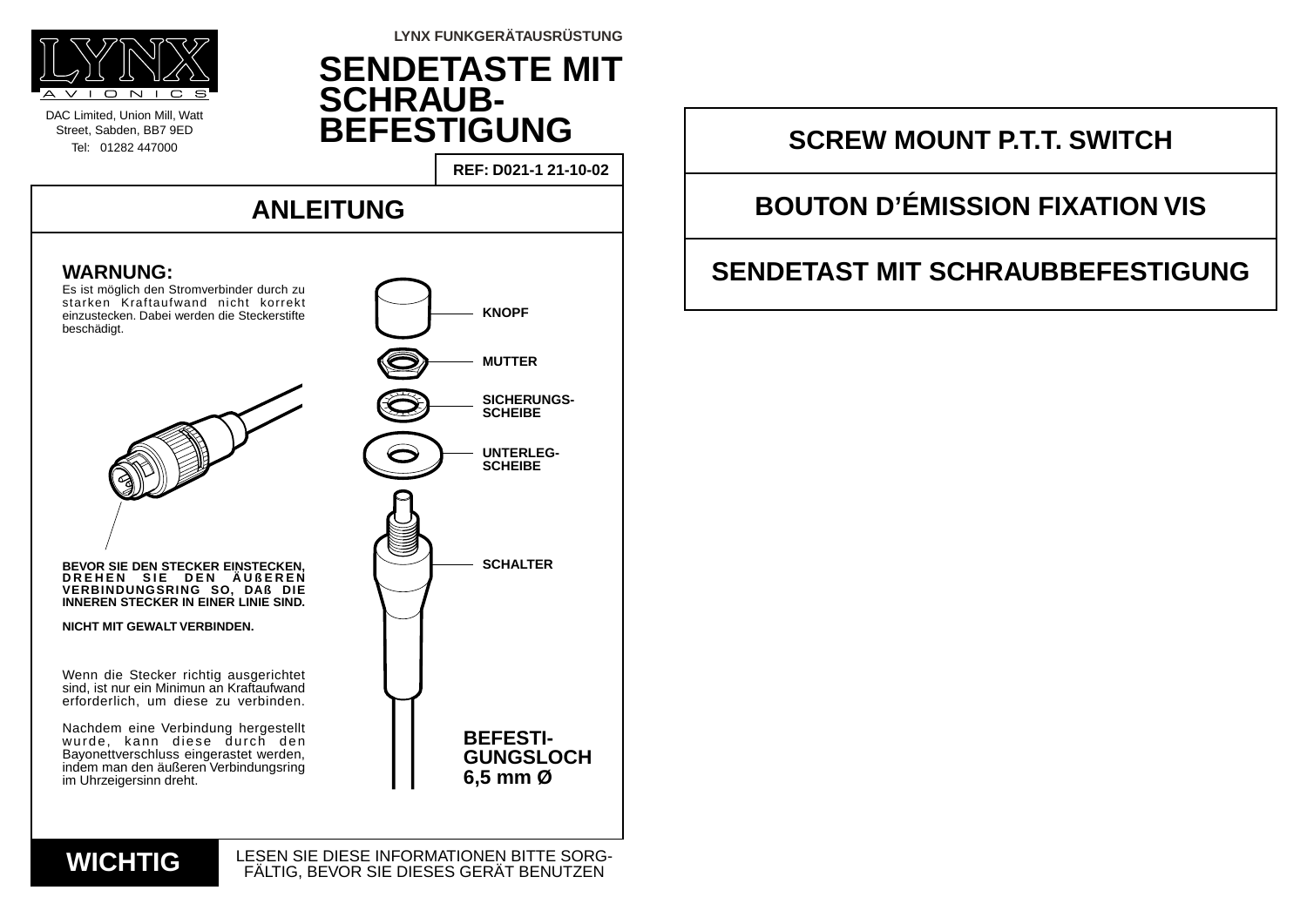LYNX AVIONICS

DAC Limited, Union Mill, Watt Street, Sabden, BB7 9ED
Tel: 01282 447000

LYNX FUNKGERÄTAUSRÜSTUNG

# SENDETASTE MIT SCHRAUB-BEFESTIGUNG

REF: D021-1 21-10-02

## ANLEITUNG

### WARNUNG:

Es ist möglich den Stromverbinder durch zu starken Kraftaufwand nicht korrekt einzustecken. Dabei werden die Steckerstifte beschädigt.

**BEVOR SIE DEN STECKER EINSTECKEN, DREHEN SIE DEN ÄUßEREN VERBINDUNGSRING SO, DAß DIE INNEREN STECKER IN EINER LINIE SIND.**

**NICHT MIT GEWALT VERBINDEN.**

Wenn die Stecker richtig ausgerichtet sind, ist nur ein Minimun an Kraftaufwand erforderlich, um diese zu verbinden.

Nachdem eine Verbindung hergestellt wurde, kann diese durch den Bayonettverschluss eingerastet werden, indem man den äußeren Verbindungsring im Uhrzeigersinn dreht.

KNOPF

MUTTER

SICHERUNGS-SCHEIBE

UNTERLEG-SCHEIBE

SCHALTER

**BEFESTI-GUNGSLOCH 6,5 mm Ø**

**WICHTIG** LESEN SIE DIESE INFORMATIONEN BITTE SORGFÄLTIG, BEVOR SIE DIESES GERÄT BENUTZEN

## SCREW MOUNT P.T.T. SWITCH

## BOUTON D’ÉMISSION FIXATION VIS

## SENDETAST MIT SCHRAUBBEFESTIGUNG